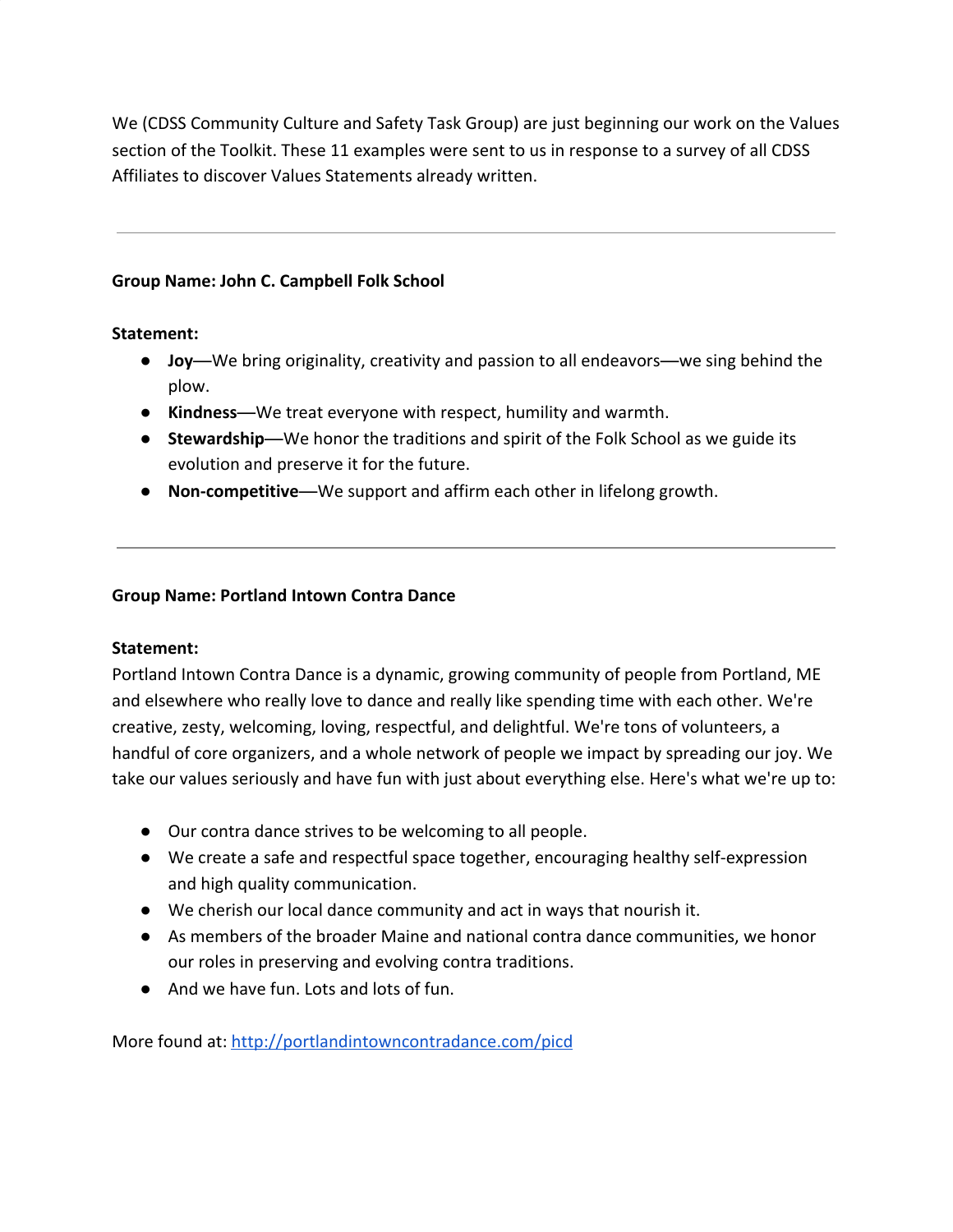We (CDSS Community Culture and Safety Task Group) are just beginning our work on the Values section of the Toolkit. These 11 examples were sent to us in response to a survey of all CDSS Affiliates to discover Values Statements already written.

---

**Group Name: John C. Campbell Folk School**

**Statement:**

- **Joy**—We bring originality, creativity and passion to all endeavors—we sing behind the plow.
- **Kindness**—We treat everyone with respect, humility and warmth.
- **Stewardship**—We honor the traditions and spirit of the Folk School as we guide its evolution and preserve it for the future.
- **Non-competitive**—We support and affirm each other in lifelong growth.

---

**Group Name: Portland Intown Contra Dance**

**Statement:**

Portland Intown Contra Dance is a dynamic, growing community of people from Portland, ME and elsewhere who really love to dance and really like spending time with each other. We're creative, zesty, welcoming, loving, respectful, and delightful. We're tons of volunteers, a handful of core organizers, and a whole network of people we impact by spreading our joy. We take our values seriously and have fun with just about everything else. Here's what we're up to:

- Our contra dance strives to be welcoming to all people.
- We create a safe and respectful space together, encouraging healthy self-expression and high quality communication.
- We cherish our local dance community and act in ways that nourish it.
- As members of the broader Maine and national contra dance communities, we honor our roles in preserving and evolving contra traditions.
- And we have fun. Lots and lots of fun.

More found at: [http://portlandintowncontradance.com/picd](http://portlandintowncontradance.com/picd)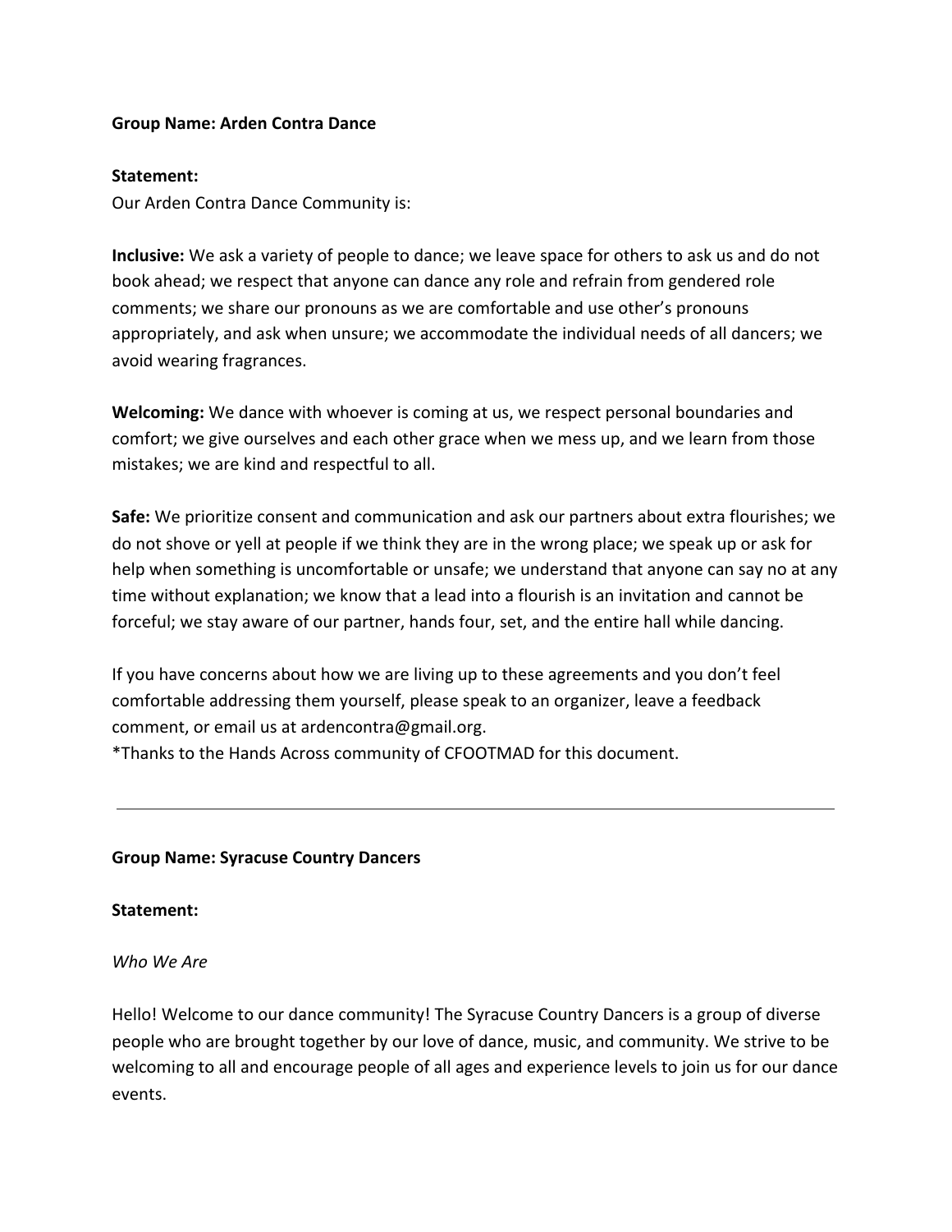**Group Name: Arden Contra Dance**

**Statement:**

Our Arden Contra Dance Community is:

**Inclusive:** We ask a variety of people to dance; we leave space for others to ask us and do not book ahead; we respect that anyone can dance any role and refrain from gendered role comments; we share our pronouns as we are comfortable and use other's pronouns appropriately, and ask when unsure; we accommodate the individual needs of all dancers; we avoid wearing fragrances.

**Welcoming:** We dance with whoever is coming at us, we respect personal boundaries and comfort; we give ourselves and each other grace when we mess up, and we learn from those mistakes; we are kind and respectful to all.

**Safe:** We prioritize consent and communication and ask our partners about extra flourishes; we do not shove or yell at people if we think they are in the wrong place; we speak up or ask for help when something is uncomfortable or unsafe; we understand that anyone can say no at any time without explanation; we know that a lead into a flourish is an invitation and cannot be forceful; we stay aware of our partner, hands four, set, and the entire hall while dancing.

If you have concerns about how we are living up to these agreements and you don't feel comfortable addressing them yourself, please speak to an organizer, leave a feedback comment, or email us at ardencontra@gmail.org.

*Thanks to the Hands Across community of CFOOTMAD for this document.

---

**Group Name: Syracuse Country Dancers**

**Statement:**

*Who We Are*

Hello! Welcome to our dance community! The Syracuse Country Dancers is a group of diverse people who are brought together by our love of dance, music, and community. We strive to be welcoming to all and encourage people of all ages and experience levels to join us for our dance events.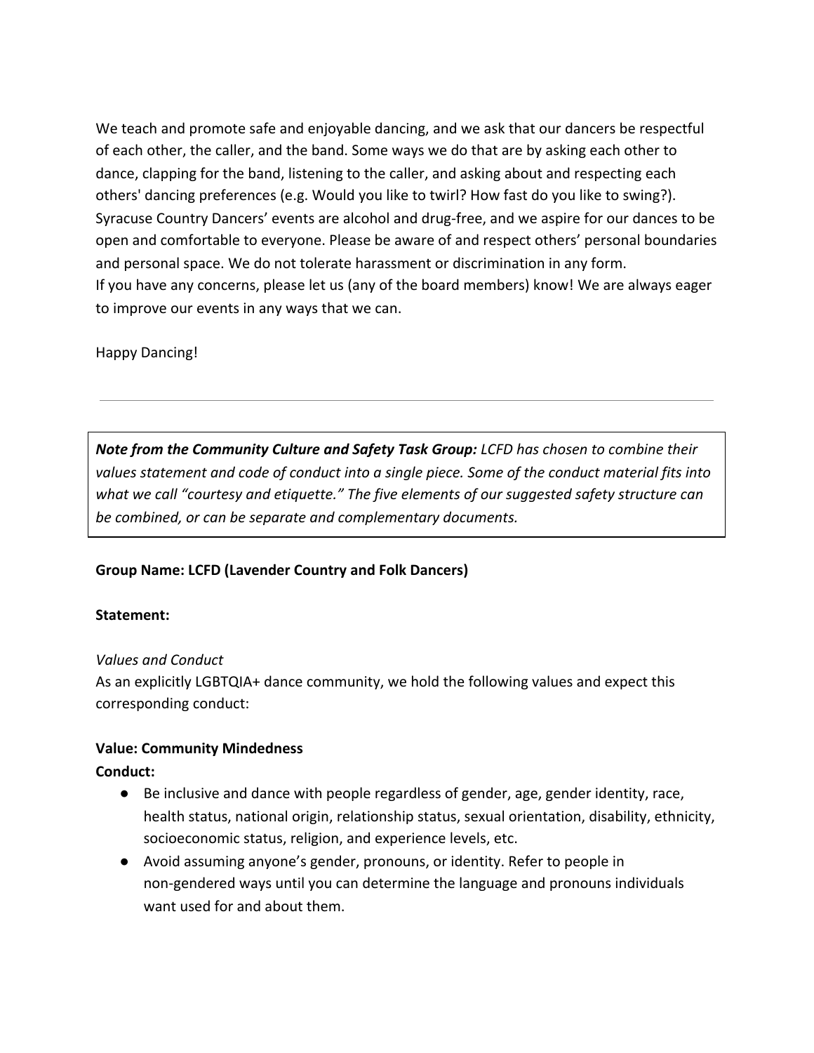We teach and promote safe and enjoyable dancing, and we ask that our dancers be respectful of each other, the caller, and the band. Some ways we do that are by asking each other to dance, clapping for the band, listening to the caller, and asking about and respecting each others' dancing preferences (e.g. Would you like to twirl? How fast do you like to swing?). Syracuse Country Dancers' events are alcohol and drug-free, and we aspire for our dances to be open and comfortable to everyone. Please be aware of and respect others' personal boundaries and personal space. We do not tolerate harassment or discrimination in any form.
If you have any concerns, please let us (any of the board members) know! We are always eager to improve our events in any ways that we can.

Happy Dancing!

---

> ***Note from the Community Culture and Safety Task Group:*** *LCFD has chosen to combine their values statement and code of conduct into a single piece. Some of the conduct material fits into what we call "courtesy and etiquette." The five elements of our suggested safety structure can be combined, or can be separate and complementary documents.*

**Group Name: LCFD (Lavender Country and Folk Dancers)**

**Statement:**

*Values and Conduct*
As an explicitly LGBTQIA+ dance community, we hold the following values and expect this corresponding conduct:

**Value: Community Mindedness**
**Conduct:**

- Be inclusive and dance with people regardless of gender, age, gender identity, race, health status, national origin, relationship status, sexual orientation, disability, ethnicity, socioeconomic status, religion, and experience levels, etc.
- Avoid assuming anyone's gender, pronouns, or identity. Refer to people in non-gendered ways until you can determine the language and pronouns individuals want used for and about them.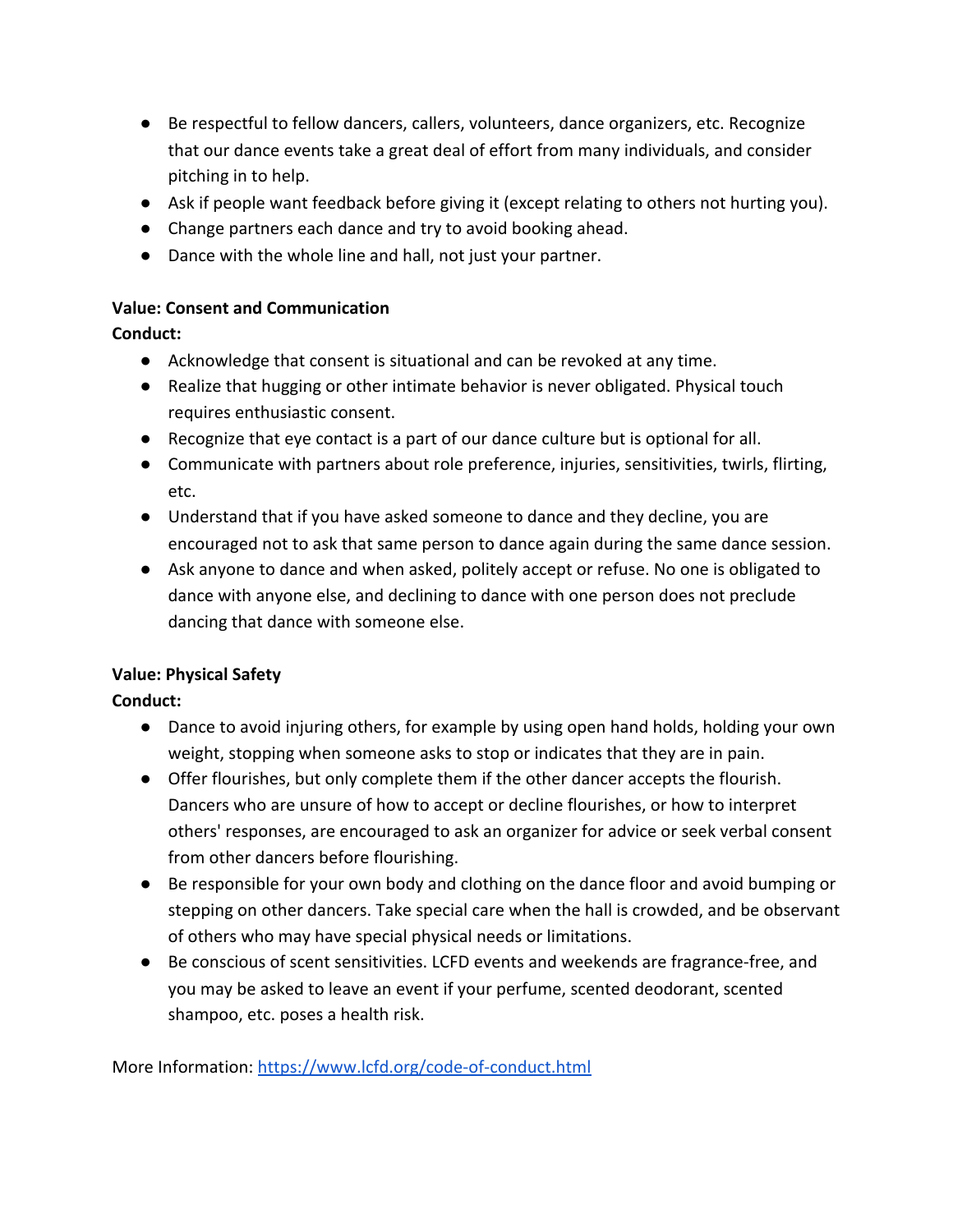- Be respectful to fellow dancers, callers, volunteers, dance organizers, etc. Recognize that our dance events take a great deal of effort from many individuals, and consider pitching in to help.
- Ask if people want feedback before giving it (except relating to others not hurting you).
- Change partners each dance and try to avoid booking ahead.
- Dance with the whole line and hall, not just your partner.

**Value: Consent and Communication**
**Conduct:**

- Acknowledge that consent is situational and can be revoked at any time.
- Realize that hugging or other intimate behavior is never obligated. Physical touch requires enthusiastic consent.
- Recognize that eye contact is a part of our dance culture but is optional for all.
- Communicate with partners about role preference, injuries, sensitivities, twirls, flirting, etc.
- Understand that if you have asked someone to dance and they decline, you are encouraged not to ask that same person to dance again during the same dance session.
- Ask anyone to dance and when asked, politely accept or refuse. No one is obligated to dance with anyone else, and declining to dance with one person does not preclude dancing that dance with someone else.

**Value: Physical Safety**
**Conduct:**

- Dance to avoid injuring others, for example by using open hand holds, holding your own weight, stopping when someone asks to stop or indicates that they are in pain.
- Offer flourishes, but only complete them if the other dancer accepts the flourish. Dancers who are unsure of how to accept or decline flourishes, or how to interpret others' responses, are encouraged to ask an organizer for advice or seek verbal consent from other dancers before flourishing.
- Be responsible for your own body and clothing on the dance floor and avoid bumping or stepping on other dancers. Take special care when the hall is crowded, and be observant of others who may have special physical needs or limitations.
- Be conscious of scent sensitivities. LCFD events and weekends are fragrance-free, and you may be asked to leave an event if your perfume, scented deodorant, scented shampoo, etc. poses a health risk.

More Information: [https://www.lcfd.org/code-of-conduct.html](https://www.lcfd.org/code-of-conduct.html)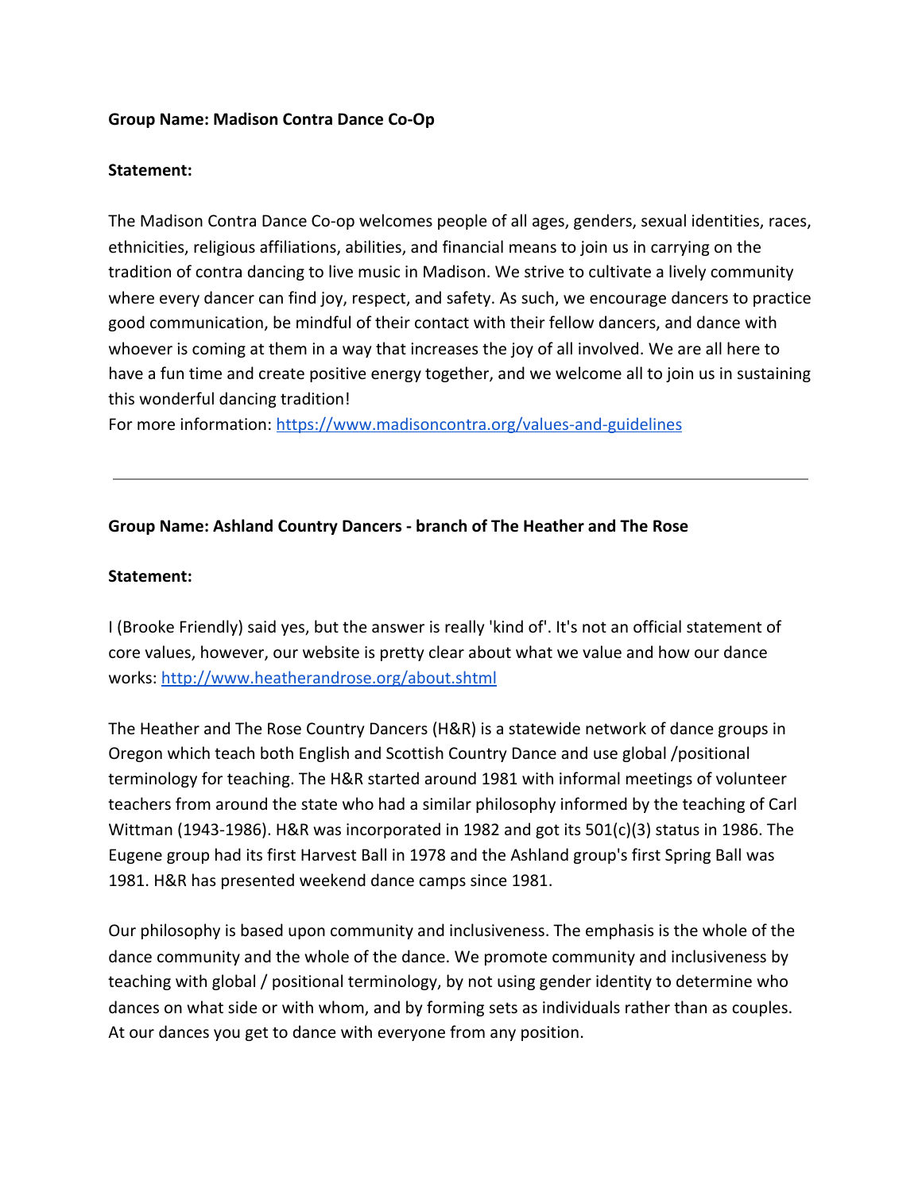**Group Name: Madison Contra Dance Co-Op**

**Statement:**

The Madison Contra Dance Co-op welcomes people of all ages, genders, sexual identities, races, ethnicities, religious affiliations, abilities, and financial means to join us in carrying on the tradition of contra dancing to live music in Madison. We strive to cultivate a lively community where every dancer can find joy, respect, and safety. As such, we encourage dancers to practice good communication, be mindful of their contact with their fellow dancers, and dance with whoever is coming at them in a way that increases the joy of all involved. We are all here to have a fun time and create positive energy together, and we welcome all to join us in sustaining this wonderful dancing tradition!
For more information: [https://www.madisoncontra.org/values-and-guidelines](https://www.madisoncontra.org/values-and-guidelines)

---

**Group Name: Ashland Country Dancers - branch of The Heather and The Rose**

**Statement:**

I (Brooke Friendly) said yes, but the answer is really 'kind of'. It's not an official statement of core values, however, our website is pretty clear about what we value and how our dance works: [http://www.heatherandrose.org/about.shtml](http://www.heatherandrose.org/about.shtml)

The Heather and The Rose Country Dancers (H&R) is a statewide network of dance groups in Oregon which teach both English and Scottish Country Dance and use global /positional terminology for teaching. The H&R started around 1981 with informal meetings of volunteer teachers from around the state who had a similar philosophy informed by the teaching of Carl Wittman (1943-1986). H&R was incorporated in 1982 and got its 501(c)(3) status in 1986. The Eugene group had its first Harvest Ball in 1978 and the Ashland group's first Spring Ball was 1981. H&R has presented weekend dance camps since 1981.

Our philosophy is based upon community and inclusiveness. The emphasis is the whole of the dance community and the whole of the dance. We promote community and inclusiveness by teaching with global / positional terminology, by not using gender identity to determine who dances on what side or with whom, and by forming sets as individuals rather than as couples. At our dances you get to dance with everyone from any position.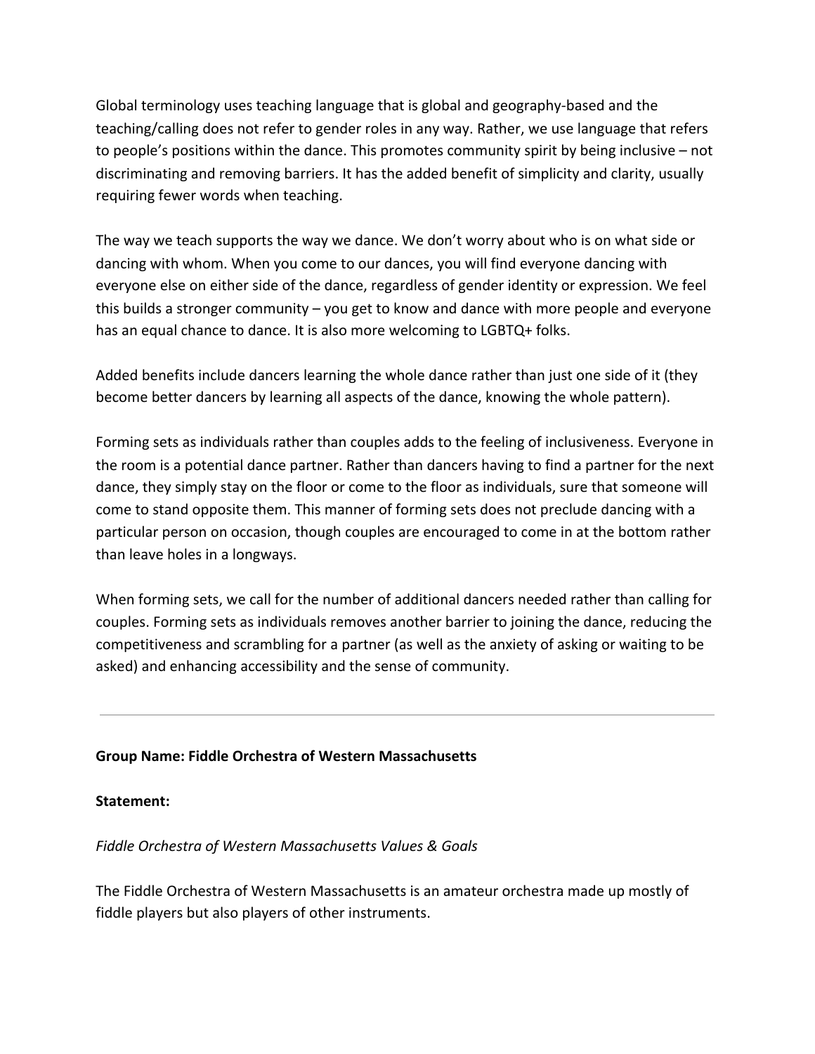Global terminology uses teaching language that is global and geography-based and the teaching/calling does not refer to gender roles in any way. Rather, we use language that refers to people's positions within the dance. This promotes community spirit by being inclusive – not discriminating and removing barriers. It has the added benefit of simplicity and clarity, usually requiring fewer words when teaching.

The way we teach supports the way we dance. We don't worry about who is on what side or dancing with whom. When you come to our dances, you will find everyone dancing with everyone else on either side of the dance, regardless of gender identity or expression. We feel this builds a stronger community – you get to know and dance with more people and everyone has an equal chance to dance. It is also more welcoming to LGBTQ+ folks.

Added benefits include dancers learning the whole dance rather than just one side of it (they become better dancers by learning all aspects of the dance, knowing the whole pattern).

Forming sets as individuals rather than couples adds to the feeling of inclusiveness. Everyone in the room is a potential dance partner. Rather than dancers having to find a partner for the next dance, they simply stay on the floor or come to the floor as individuals, sure that someone will come to stand opposite them. This manner of forming sets does not preclude dancing with a particular person on occasion, though couples are encouraged to come in at the bottom rather than leave holes in a longways.

When forming sets, we call for the number of additional dancers needed rather than calling for couples. Forming sets as individuals removes another barrier to joining the dance, reducing the competitiveness and scrambling for a partner (as well as the anxiety of asking or waiting to be asked) and enhancing accessibility and the sense of community.

---

**Group Name: Fiddle Orchestra of Western Massachusetts**

**Statement:**

*Fiddle Orchestra of Western Massachusetts Values & Goals*

The Fiddle Orchestra of Western Massachusetts is an amateur orchestra made up mostly of fiddle players but also players of other instruments.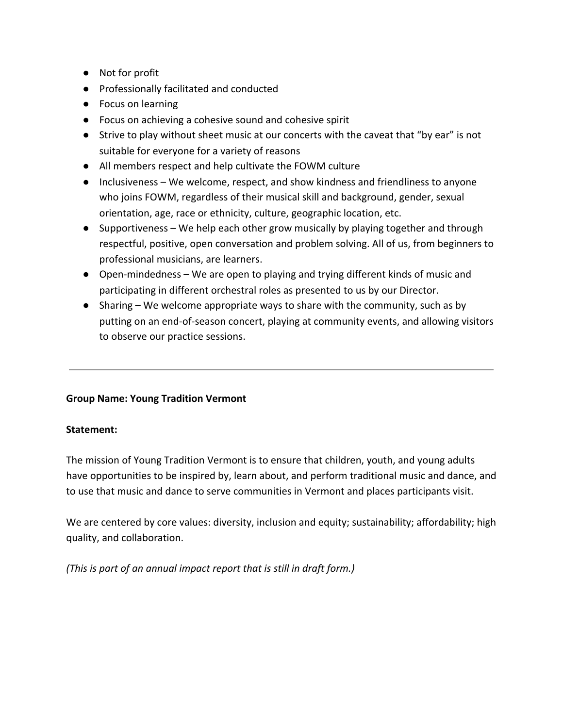- Not for profit
- Professionally facilitated and conducted
- Focus on learning
- Focus on achieving a cohesive sound and cohesive spirit
- Strive to play without sheet music at our concerts with the caveat that "by ear" is not suitable for everyone for a variety of reasons
- All members respect and help cultivate the FOWM culture
- Inclusiveness – We welcome, respect, and show kindness and friendliness to anyone who joins FOWM, regardless of their musical skill and background, gender, sexual orientation, age, race or ethnicity, culture, geographic location, etc.
- Supportiveness – We help each other grow musically by playing together and through respectful, positive, open conversation and problem solving. All of us, from beginners to professional musicians, are learners.
- Open-mindedness – We are open to playing and trying different kinds of music and participating in different orchestral roles as presented to us by our Director.
- Sharing – We welcome appropriate ways to share with the community, such as by putting on an end-of-season concert, playing at community events, and allowing visitors to observe our practice sessions.

---

**Group Name: Young Tradition Vermont**

**Statement:**

The mission of Young Tradition Vermont is to ensure that children, youth, and young adults have opportunities to be inspired by, learn about, and perform traditional music and dance, and to use that music and dance to serve communities in Vermont and places participants visit.

We are centered by core values: diversity, inclusion and equity; sustainability; affordability; high quality, and collaboration.

*(This is part of an annual impact report that is still in draft form.)*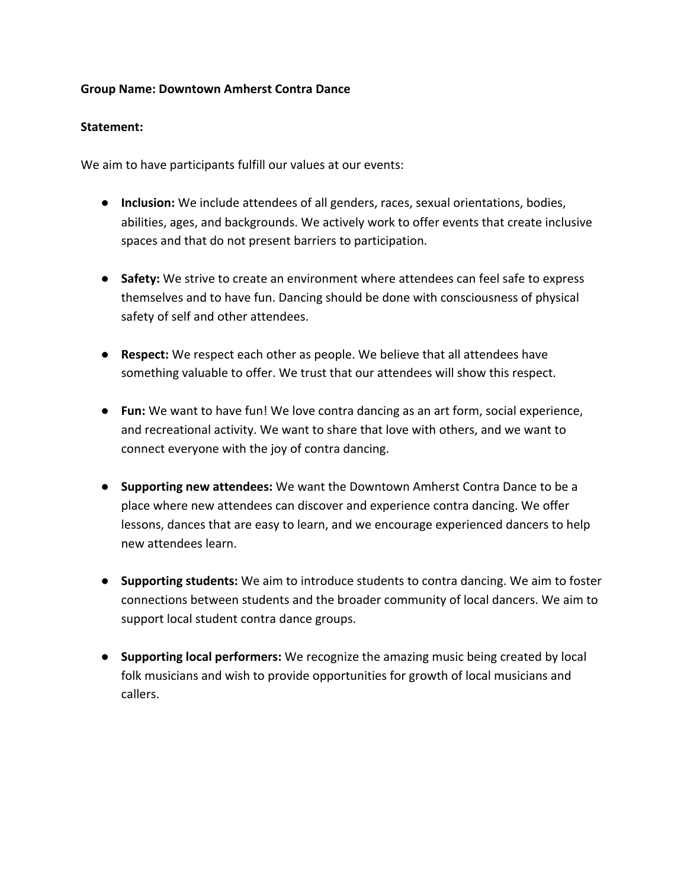**Group Name: Downtown Amherst Contra Dance**

**Statement:**

We aim to have participants fulfill our values at our events:

- **Inclusion:** We include attendees of all genders, races, sexual orientations, bodies, abilities, ages, and backgrounds. We actively work to offer events that create inclusive spaces and that do not present barriers to participation.

- **Safety:** We strive to create an environment where attendees can feel safe to express themselves and to have fun. Dancing should be done with consciousness of physical safety of self and other attendees.

- **Respect:** We respect each other as people. We believe that all attendees have something valuable to offer. We trust that our attendees will show this respect.

- **Fun:** We want to have fun! We love contra dancing as an art form, social experience, and recreational activity. We want to share that love with others, and we want to connect everyone with the joy of contra dancing.

- **Supporting new attendees:** We want the Downtown Amherst Contra Dance to be a place where new attendees can discover and experience contra dancing. We offer lessons, dances that are easy to learn, and we encourage experienced dancers to help new attendees learn.

- **Supporting students:** We aim to introduce students to contra dancing. We aim to foster connections between students and the broader community of local dancers. We aim to support local student contra dance groups.

- **Supporting local performers:** We recognize the amazing music being created by local folk musicians and wish to provide opportunities for growth of local musicians and callers.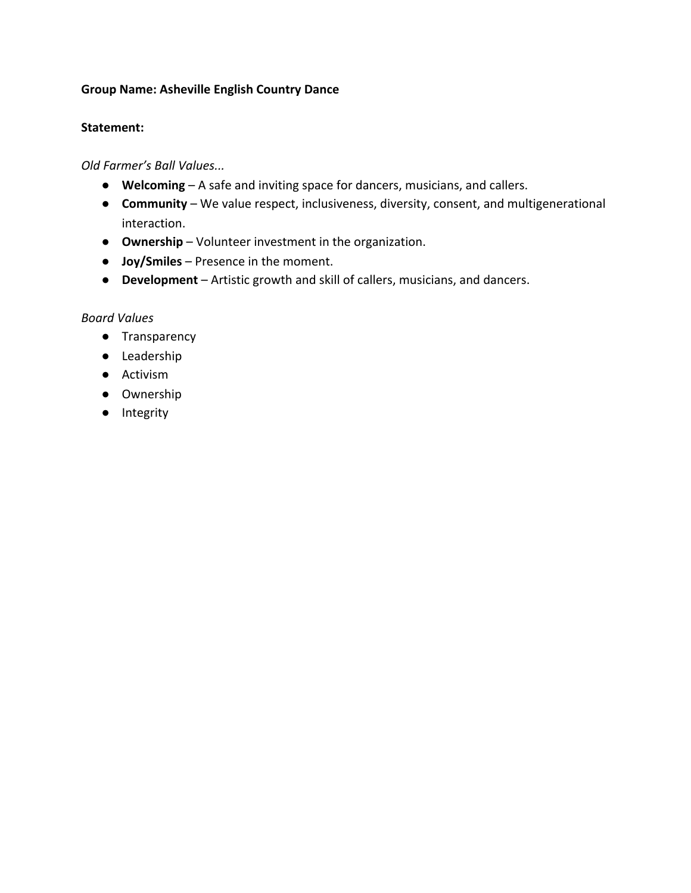**Group Name: Asheville English Country Dance**

**Statement:**

*Old Farmer's Ball Values...*

- **Welcoming** – A safe and inviting space for dancers, musicians, and callers.
- **Community** – We value respect, inclusiveness, diversity, consent, and multigenerational interaction.
- **Ownership** – Volunteer investment in the organization.
- **Joy/Smiles** – Presence in the moment.
- **Development** – Artistic growth and skill of callers, musicians, and dancers.

*Board Values*

- Transparency
- Leadership
- Activism
- Ownership
- Integrity